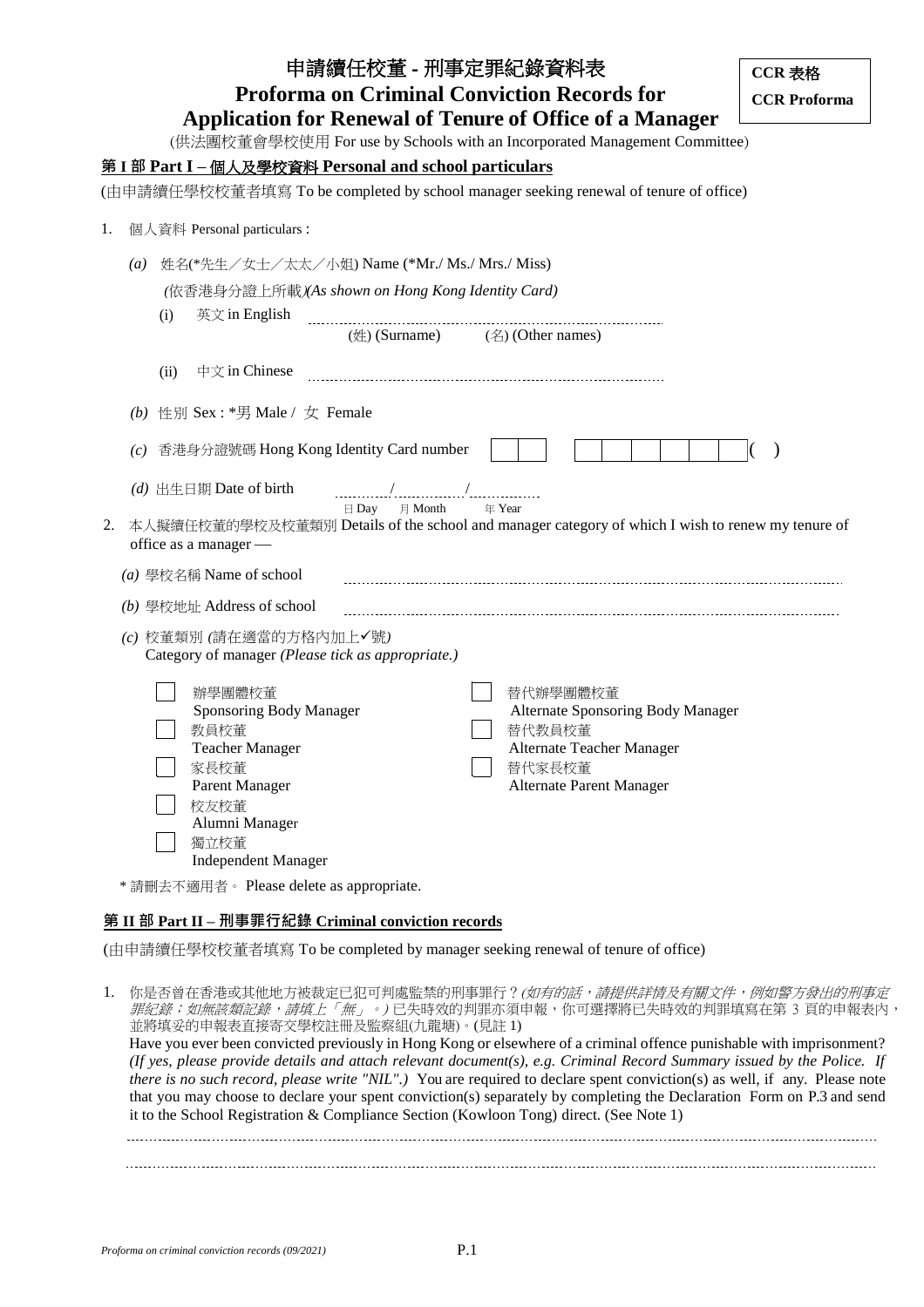**CCR 表格**
**CCR Proforma**

# 申請續任校董 - 刑事定罪紀錄資料表
# Proforma on Criminal Conviction Records for Application for Renewal of Tenure of Office of a Manager

(供法團校董會學校使用 For use by Schools with an Incorporated Management Committee)

## 第 I 部 Part I – 個人及學校資料 Personal and school particulars

(由申請續任學校校董者填寫 To be completed by school manager seeking renewal of tenure of office)

1. 個人資料 Personal particulars :

   *(a)* 姓名(*先生／女士／太太／小姐) Name (*Mr./ Ms./ Mrs./ Miss)
   *(依香港身分證上所載)(As shown on Hong Kong Identity Card)*

   (i) 英文 in English ................................................................
   (姓) (Surname) (名) (Other names)

   (ii) 中文 in Chinese ................................................................

   *(b)* 性別 Sex : *男 Male / 女 Female

   *(c)* 香港身分證號碼 Hong Kong Identity Card number ☐☐ ☐☐☐☐☐☐ ( )

   *(d)* 出生日期 Date of birth ........./........./.........
   日 Day 月 Month 年 Year

2. 本人擬續任校董的學校及校董類別 Details of the school and manager category of which I wish to renew my tenure of office as a manager —

   *(a)* 學校名稱 Name of school ................................................................

   *(b)* 學校地址 Address of school ................................................................

   *(c)* 校董類別 *(請在適當的方格內加上✓號)*
   Category of manager *(Please tick as appropriate.)*

   ☐ 辦學團體校董 Sponsoring Body Manager
   ☐ 教員校董 Teacher Manager
   ☐ 家長校董 Parent Manager
   ☐ 校友校董 Alumni Manager
   ☐ 獨立校董 Independent Manager
   ☐ 替代辦學團體校董 Alternate Sponsoring Body Manager
   ☐ 替代教員校董 Alternate Teacher Manager
   ☐ 替代家長校董 Alternate Parent Manager

\* 請刪去不適用者。 Please delete as appropriate.

## 第 II 部 Part II – 刑事罪行紀錄 Criminal conviction records

(由申請續任學校校董者填寫 To be completed by manager seeking renewal of tenure of office)

1. 你是否曾在香港或其他地方被裁定已犯可判處監禁的刑事罪行？*(如有的話，請提供詳情及有關文件，例如警方發出的刑事定罪紀錄；如無該類紀錄，請填上「無」。)* 已失時效的判罪亦須申報，你可選擇將已失時效的判罪填寫在第 3 頁的申報表內，並將填妥的申報表直接寄交學校註冊及監察組(九龍塘)。(見註 1)
   Have you ever been convicted previously in Hong Kong or elsewhere of a criminal offence punishable with imprisonment? *(If yes, please provide details and attach relevant document(s), e.g. Criminal Record Summary issued by the Police. If there is no such record, please write "NIL".)* You are required to declare spent conviction(s) as well, if any. Please note that you may choose to declare your spent conviction(s) separately by completing the Declaration Form on P.3 and send it to the School Registration & Compliance Section (Kowloon Tong) direct. (See Note 1)

   ................................................................................................................................

   ................................................................................................................................

*Proforma on criminal conviction records (09/2021)*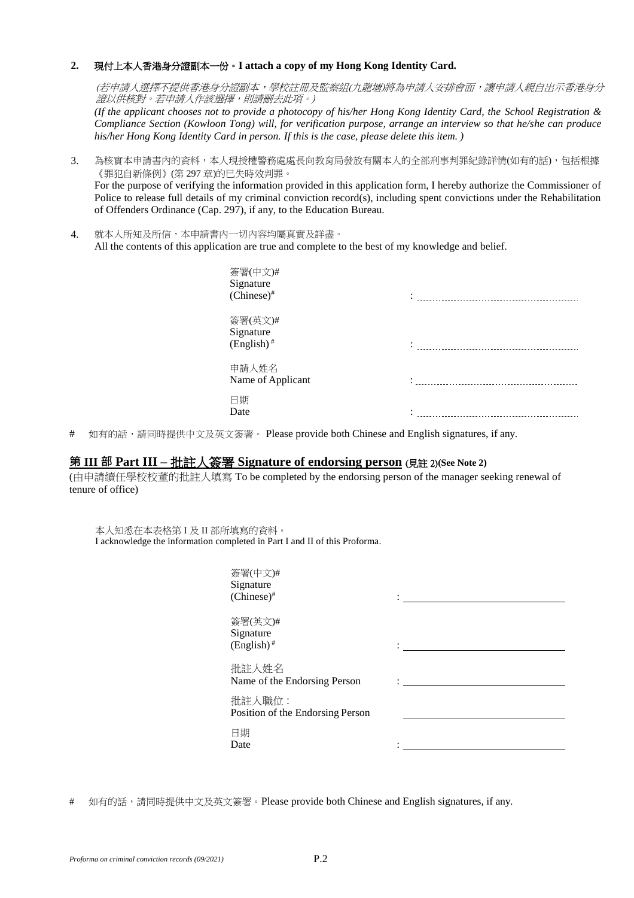**2.** **現付上本人香港身分證副本一份。I attach a copy of my Hong Kong Identity Card.**

*(若申請人選擇不提供香港身分證副本，學校註冊及監察組(九龍塘)將為申請人安排會面，讓申請人親自出示香港身分證以供核對。若申請人作該選擇，則請刪去此項。)*

*(If the applicant chooses not to provide a photocopy of his/her Hong Kong Identity Card, the School Registration & Compliance Section (Kowloon Tong) will, for verification purpose, arrange an interview so that he/she can produce his/her Hong Kong Identity Card in person. If this is the case, please delete this item. )*

3. 為核實本申請書內的資料，本人現授權警務處處長向教育局發放有關本人的全部刑事判罪紀錄詳情(如有的話)，包括根據《罪犯自新條例》(第 297 章)的已失時效判罪。
For the purpose of verifying the information provided in this application form, I hereby authorize the Commissioner of Police to release full details of my criminal conviction record(s), including spent convictions under the Rehabilitation of Offenders Ordinance (Cap. 297), if any, to the Education Bureau.

4. 就本人所知及所信，本申請書內一切內容均屬真實及詳盡。
All the contents of this application are true and complete to the best of my knowledge and belief.

簽署(中文)# Signature (Chinese)# : ……………………………………

簽署(英文)# Signature (English)# : ……………………………………

申請人姓名 Name of Applicant : ……………………………………

日期 Date : ……………………………………

\# 如有的話，請同時提供中文及英文簽署。 Please provide both Chinese and English signatures, if any.

## 第 III 部 Part III – 批註人簽署 Signature of endorsing person (見註 2)(See Note 2)

(由申請續任學校校董的批註人填寫 To be completed by the endorsing person of the manager seeking renewal of tenure of office)

本人知悉在本表格第 I 及 II 部所填寫的資料。
I acknowledge the information completed in Part I and II of this Proforma.

簽署(中文)# Signature (Chinese)# : ______________________

簽署(英文)# Signature (English)# : ______________________

批註人姓名 Name of the Endorsing Person : ______________________

批註人職位： Position of the Endorsing Person ______________________

日期 Date : ______________________

\# 如有的話，請同時提供中文及英文簽署。Please provide both Chinese and English signatures, if any.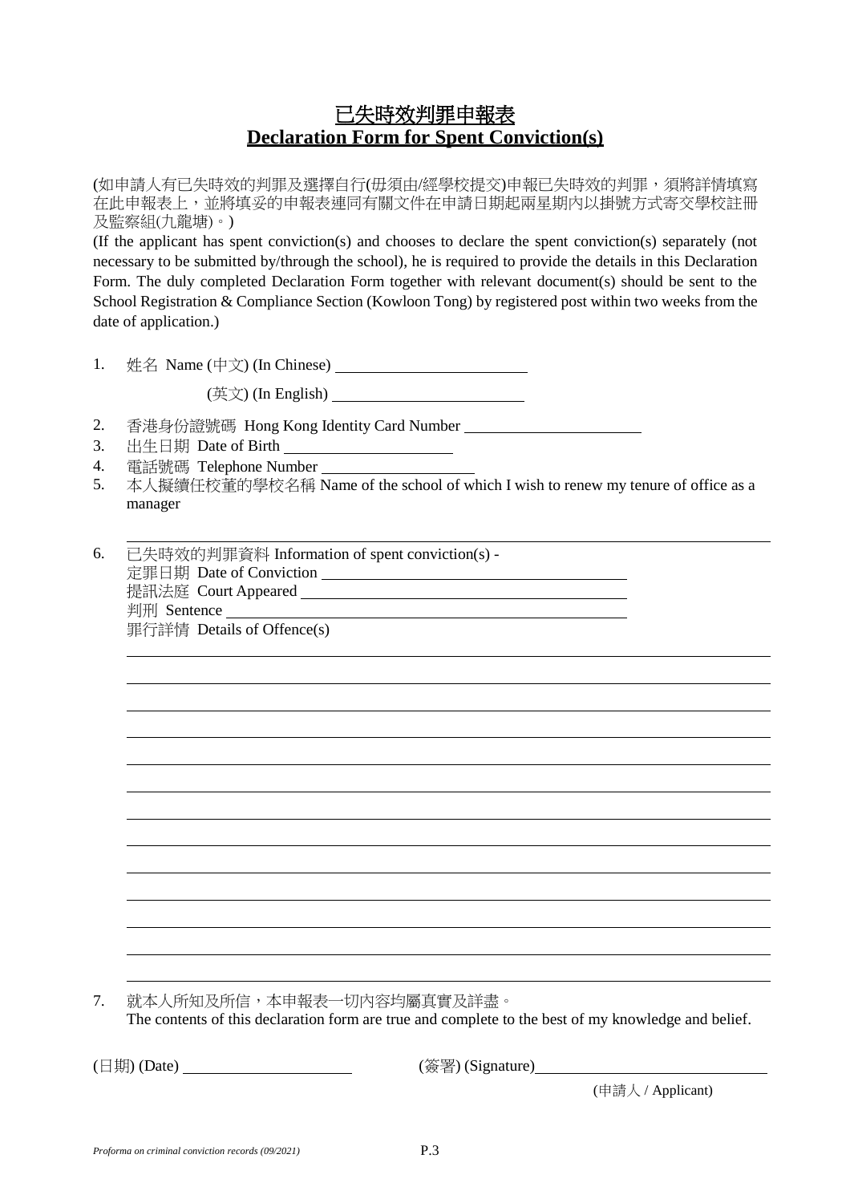# 已失時效判罪申報表
# Declaration Form for Spent Conviction(s)

(如申請人有已失時效的判罪及選擇自行(毋須由/經學校提交)申報已失時效的判罪，須將詳情填寫在此申報表上，並將填妥的申報表連同有關文件在申請日期起兩星期內以掛號方式寄交學校註冊及監察組(九龍塘)。)

(If the applicant has spent conviction(s) and chooses to declare the spent conviction(s) separately (not necessary to be submitted by/through the school), he is required to provide the details in this Declaration Form. The duly completed Declaration Form together with relevant document(s) should be sent to the School Registration & Compliance Section (Kowloon Tong) by registered post within two weeks from the date of application.)

1. 姓名 Name (中文) (In Chinese) ______________________

   (英文) (In English) ______________________

2. 香港身份證號碼 Hong Kong Identity Card Number ______________________
3. 出生日期 Date of Birth ______________________
4. 電話號碼 Telephone Number ______________________
5. 本人擬續任校董的學校名稱 Name of the school of which I wish to renew my tenure of office as a manager

   ______________________________________________________________

6. 已失時效的判罪資料 Information of spent conviction(s) -

   定罪日期 Date of Conviction ______________________

   提訊法庭 Court Appeared ______________________

   判刑 Sentence ______________________

   罪行詳情 Details of Offence(s)

   ______________________________________________________________

   ______________________________________________________________

   ______________________________________________________________

   ______________________________________________________________

   ______________________________________________________________

   ______________________________________________________________

   ______________________________________________________________

   ______________________________________________________________

   ______________________________________________________________

   ______________________________________________________________

   ______________________________________________________________

   ______________________________________________________________

   ______________________________________________________________

7. 就本人所知及所信，本申報表一切內容均屬真實及詳盡。

   The contents of this declaration form are true and complete to the best of my knowledge and belief.

(日期) (Date) ______________________ (簽署) (Signature) ______________________

(申請人 / Applicant)

*Proforma on criminal conviction records (09/2021)*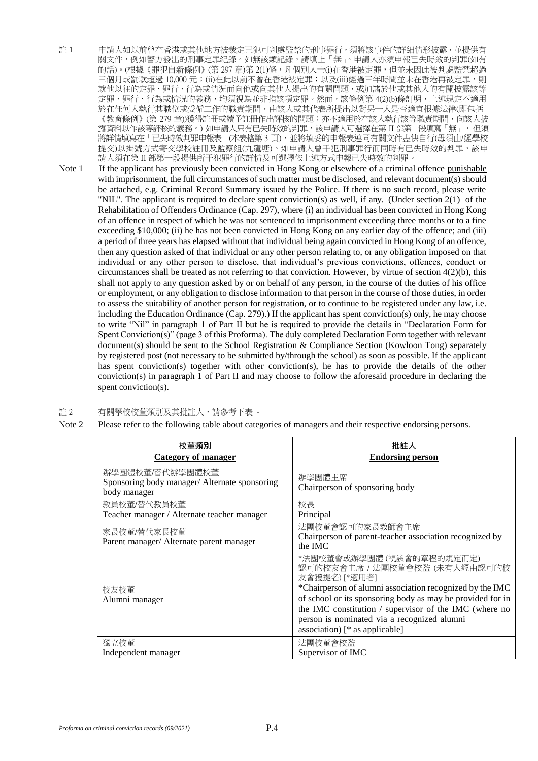註 1　申請人如以前曾在香港或其他地方被裁定已犯可判處監禁的刑事罪行，須將該事件的詳細情形披露，並提供有關文件，例如警方發出的刑事定罪紀錄。如無該類記錄，請填上「無」。申請人亦須申報已失時效的判罪(如有的話)。(根據《罪犯自新條例》(第 297 章)第 2(1)條，凡個別人士(i)在香港被定罪，但並未因此被判處監禁超過三個月或罰款超過 10,000 元；(ii)在此以前不曾在香港被定罪；以及(iii)經過三年時間並未在香港再被定罪，則就他以往的定罪、罪行、行為或情況而向他或向其他人提出的有關問題，或加諸於他或其他人的有關披露該等定罪、罪行、行為或情況的義務，均須視為並非指該項定罪。然而，該條例第 4(2)(b)條訂明，上述規定不適用於在任何人執行其職位或受僱工作的職責期間，由該人或其代表所提出以對另一人是否適宜根據法律(即包括《教育條例》(第 279 章))獲得註冊或續予註冊作出評核的問題；亦不適用於在該人執行該等職責期間，向該人披露資料以作該等評核的義務。) 如申請人只有已失時效的判罪，該申請人可選擇在第 II 部第一段填寫「無」，但須將詳情填寫在「已失時效判罪申報表」(本表格第 3 頁)，並將填妥的申報表連同有關文件盡快自行(毋須由/經學校提交)以掛號方式寄交學校註冊及監察組(九龍塘)。如申請人曾干犯刑事罪行而同時有已失時效的判罪，該申請人須在第 II 部第一段提供所干犯罪行的詳情及可選擇依上述方式申報已失時效的判罪。

Note 1　If the applicant has previously been convicted in Hong Kong or elsewhere of a criminal offence punishable with imprisonment, the full circumstances of such matter must be disclosed, and relevant document(s) should be attached, e.g. Criminal Record Summary issued by the Police. If there is no such record, please write "NIL". The applicant is required to declare spent conviction(s) as well, if any. (Under section 2(1) of the Rehabilitation of Offenders Ordinance (Cap. 297), where (i) an individual has been convicted in Hong Kong of an offence in respect of which he was not sentenced to imprisonment exceeding three months or to a fine exceeding $10,000; (ii) he has not been convicted in Hong Kong on any earlier day of the offence; and (iii) a period of three years has elapsed without that individual being again convicted in Hong Kong of an offence, then any question asked of that individual or any other person relating to, or any obligation imposed on that individual or any other person to disclose, that individual's previous convictions, offences, conduct or circumstances shall be treated as not referring to that conviction. However, by virtue of section 4(2)(b), this shall not apply to any question asked by or on behalf of any person, in the course of the duties of his office or employment, or any obligation to disclose information to that person in the course of those duties, in order to assess the suitability of another person for registration, or to continue to be registered under any law, i.e. including the Education Ordinance (Cap. 279).) If the applicant has spent conviction(s) only, he may choose to write "Nil" in paragraph 1 of Part II but he is required to provide the details in "Declaration Form for Spent Conviction(s)" (page 3 of this Proforma). The duly completed Declaration Form together with relevant document(s) should be sent to the School Registration & Compliance Section (Kowloon Tong) separately by registered post (not necessary to be submitted by/through the school) as soon as possible. If the applicant has spent conviction(s) together with other conviction(s), he has to provide the details of the other conviction(s) in paragraph 1 of Part II and may choose to follow the aforesaid procedure in declaring the spent conviction(s).

註 2　有關學校校董類別及其批註人，請參考下表 -

Note 2　Please refer to the following table about categories of managers and their respective endorsing persons.

| 校董類別<br>**Category of manager** | 批註人<br>**Endorsing person** |
|---|---|
| 辦學團體校董/替代辦學團體校董<br>Sponsoring body manager/ Alternate sponsoring body manager | 辦學團體主席<br>Chairperson of sponsoring body |
| 教員校董/替代教員校董<br>Teacher manager / Alternate teacher manager | 校長<br>Principal |
| 家長校董/替代家長校董<br>Parent manager/ Alternate parent manager | 法團校董會認可的家長教師會主席<br>Chairperson of parent-teacher association recognized by the IMC |
| 校友校董<br>Alumni manager | *法團校董會或辦學團體 (視該會的章程的規定而定) 認可的校友會主席 / 法團校董會校監 (未有人經由認可的校友會獲提名) [*適用者]<br>*Chairperson of alumni association recognized by the IMC of school or its sponsoring body as may be provided for in the IMC constitution / supervisor of the IMC (where no person is nominated via a recognized alumni association) [* as applicable] |
| 獨立校董<br>Independent manager | 法團校董會校監<br>Supervisor of IMC |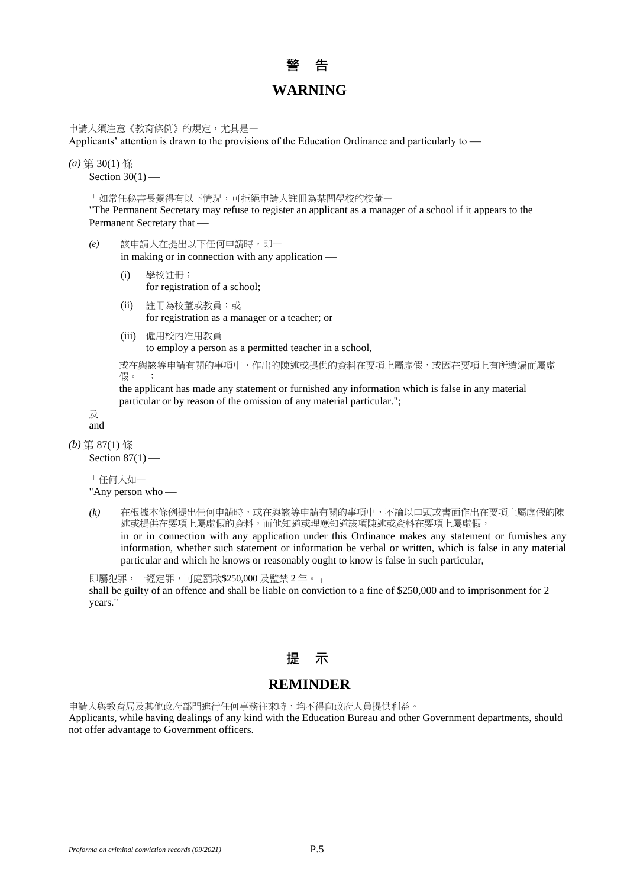# 警　告

# WARNING

申請人須注意《教育條例》的規定，尤其是─

Applicants' attention is drawn to the provisions of the Education Ordinance and particularly to —

*(a)* 第 30(1) 條

Section 30(1) —

「如常任秘書長覺得有以下情況，可拒絕申請人註冊為某間學校的校董─

"The Permanent Secretary may refuse to register an applicant as a manager of a school if it appears to the Permanent Secretary that —

*(e)* 該申請人在提出以下任何申請時，即─
in making or in connection with any application —

(i) 學校註冊；
for registration of a school;

(ii) 註冊為校董或教員；或
for registration as a manager or a teacher; or

(iii) 僱用校內准用教員
to employ a person as a permitted teacher in a school,

或在與該等申請有關的事項中，作出的陳述或提供的資料在要項上屬虛假，或因在要項上有所遺漏而屬虛假。」；

the applicant has made any statement or furnished any information which is false in any material particular or by reason of the omission of any material particular.";

及

and

*(b)* 第 87(1) 條 ─

Section 87(1) —

「任何人如─

"Any person who —

*(k)* 在根據本條例提出任何申請時，或在與該等申請有關的事項中，不論以口頭或書面作出在要項上屬虛假的陳述或提供在要項上屬虛假的資料，而他知道或理應知道該項陳述或資料在要項上屬虛假，
in or in connection with any application under this Ordinance makes any statement or furnishes any information, whether such statement or information be verbal or written, which is false in any material particular and which he knows or reasonably ought to know is false in such particular,

即屬犯罪，一經定罪，可處罰款$250,000 及監禁 2 年。」

shall be guilty of an offence and shall be liable on conviction to a fine of $250,000 and to imprisonment for 2 years."

# 提　示

# REMINDER

申請人與教育局及其他政府部門進行任何事務往來時，均不得向政府人員提供利益。

Applicants, while having dealings of any kind with the Education Bureau and other Government departments, should not offer advantage to Government officers.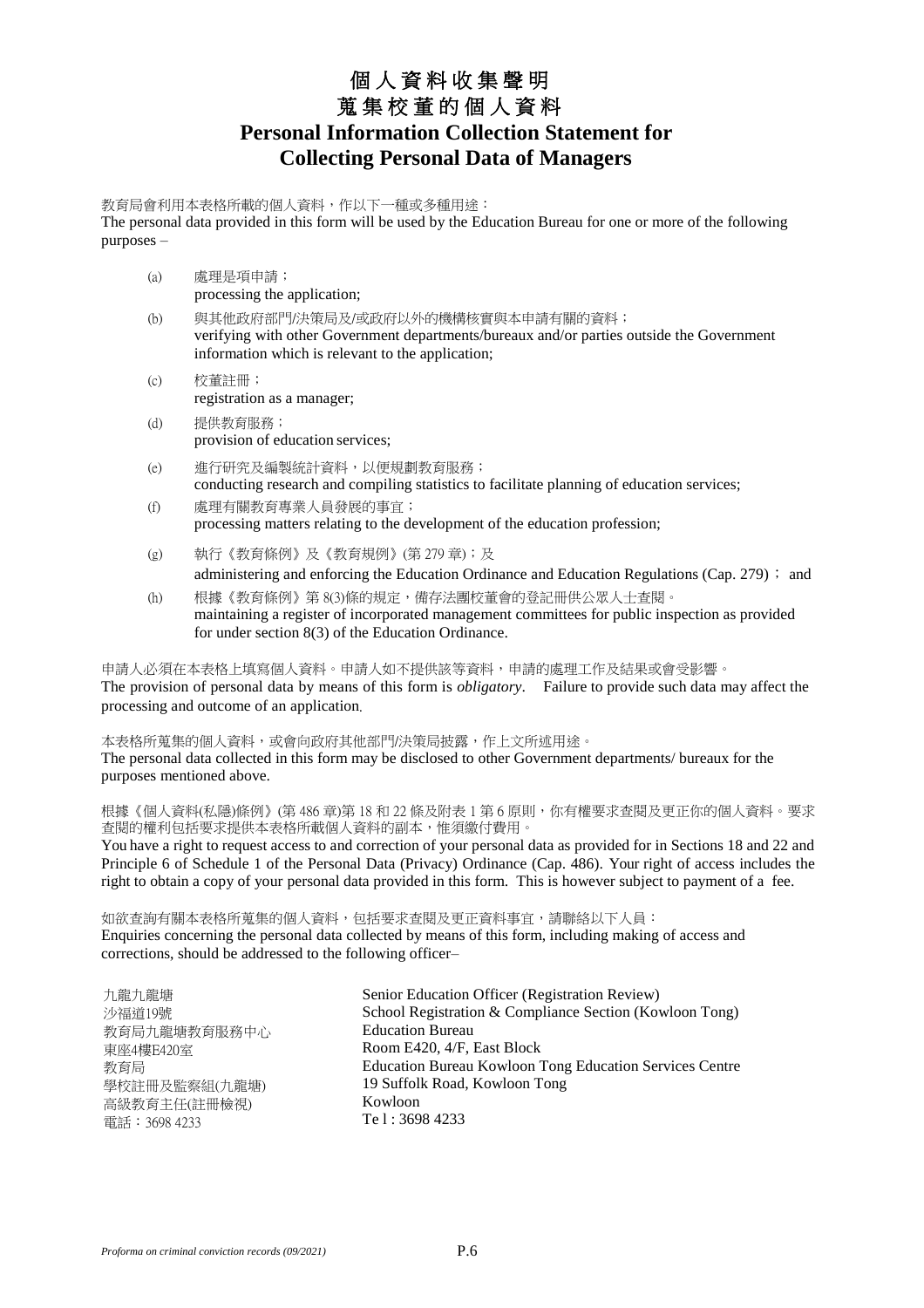# 個人資料收集聲明
# 蒐集校董的個人資料
# Personal Information Collection Statement for Collecting Personal Data of Managers

教育局會利用本表格所載的個人資料，作以下一種或多種用途：
The personal data provided in this form will be used by the Education Bureau for one or more of the following purposes –

(a) 處理是項申請；
processing the application;

(b) 與其他政府部門/決策局及/或政府以外的機構核實與本申請有關的資料；
verifying with other Government departments/bureaux and/or parties outside the Government information which is relevant to the application;

(c) 校董註冊；
registration as a manager;

(d) 提供教育服務；
provision of education services;

(e) 進行研究及編製統計資料，以便規劃教育服務；
conducting research and compiling statistics to facilitate planning of education services;

(f) 處理有關教育專業人員發展的事宜；
processing matters relating to the development of the education profession;

(g) 執行《教育條例》及《教育規例》(第 279 章)；及
administering and enforcing the Education Ordinance and Education Regulations (Cap. 279)； and

(h) 根據《教育條例》第 8(3)條的規定，備存法團校董會的登記冊供公眾人士查閱。
maintaining a register of incorporated management committees for public inspection as provided for under section 8(3) of the Education Ordinance.

申請人必須在本表格上填寫個人資料。申請人如不提供該等資料，申請的處理工作及結果或會受影響。
The provision of personal data by means of this form is *obligatory*. Failure to provide such data may affect the processing and outcome of an application.

本表格所蒐集的個人資料，或會向政府其他部門/決策局披露，作上文所述用途。
The personal data collected in this form may be disclosed to other Government departments/ bureaux for the purposes mentioned above.

根據《個人資料(私隱)條例》(第 486 章)第 18 和 22 條及附表 1 第 6 原則，你有權要求查閱及更正你的個人資料。要求查閱的權利包括要求提供本表格所載個人資料的副本，惟須繳付費用。
You have a right to request access to and correction of your personal data as provided for in Sections 18 and 22 and Principle 6 of Schedule 1 of the Personal Data (Privacy) Ordinance (Cap. 486). Your right of access includes the right to obtain a copy of your personal data provided in this form. This is however subject to payment of a fee.

如欲查詢有關本表格所蒐集的個人資料，包括要求查閱及更正資料事宜，請聯絡以下人員：
Enquiries concerning the personal data collected by means of this form, including making of access and corrections, should be addressed to the following officer–

九龍九龍塘
沙福道19號
教育局九龍塘教育服務中心
東座4樓E420室
教育局
學校註冊及監察組(九龍塘)
高級教育主任(註冊檢視)
電話：3698 4233

Senior Education Officer (Registration Review)
School Registration & Compliance Section (Kowloon Tong)
Education Bureau
Room E420, 4/F, East Block
Education Bureau Kowloon Tong Education Services Centre
19 Suffolk Road, Kowloon Tong
Kowloon
Tel : 3698 4233

*Proforma on criminal conviction records (09/2021)*